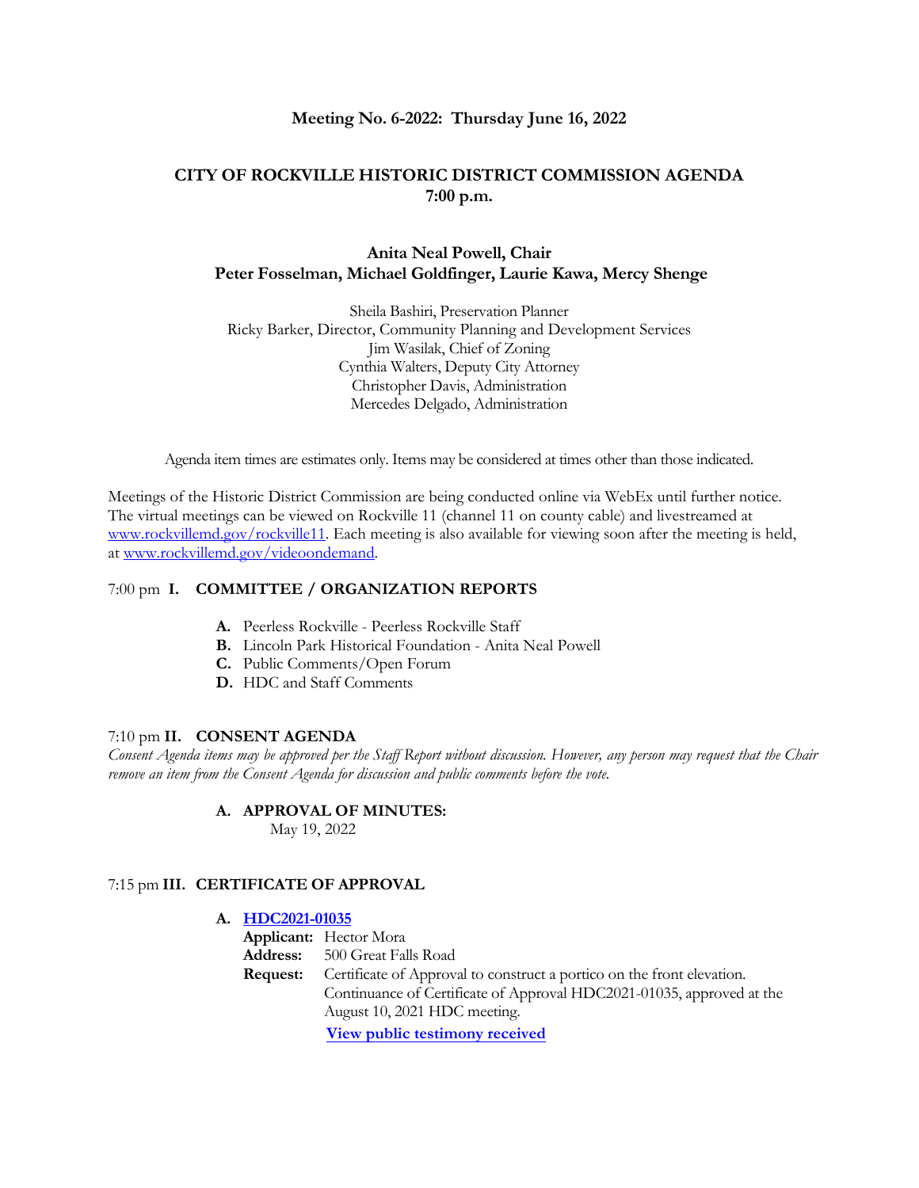**Meeting No. 6-2022: Thursday June 16, 2022**

# CITY OF ROCKVILLE HISTORIC DISTRICT COMMISSION AGENDA 7:00 p.m.

**Anita Neal Powell, Chair**
**Peter Fosselman, Michael Goldfinger, Laurie Kawa, Mercy Shenge**

Sheila Bashiri, Preservation Planner
Ricky Barker, Director, Community Planning and Development Services
Jim Wasilak, Chief of Zoning
Cynthia Walters, Deputy City Attorney
Christopher Davis, Administration
Mercedes Delgado, Administration

Agenda item times are estimates only. Items may be considered at times other than those indicated.

Meetings of the Historic District Commission are being conducted online via WebEx until further notice. The virtual meetings can be viewed on Rockville 11 (channel 11 on county cable) and livestreamed at www.rockvillemd.gov/rockville11. Each meeting is also available for viewing soon after the meeting is held, at www.rockvillemd.gov/videoondemand.

## 7:00 pm I. COMMITTEE / ORGANIZATION REPORTS

- **A.** Peerless Rockville - Peerless Rockville Staff
- **B.** Lincoln Park Historical Foundation - Anita Neal Powell
- **C.** Public Comments/Open Forum
- **D.** HDC and Staff Comments

## 7:10 pm II. CONSENT AGENDA

*Consent Agenda items may be approved per the Staff Report without discussion. However, any person may request that the Chair remove an item from the Consent Agenda for discussion and public comments before the vote.*

**A. APPROVAL OF MINUTES:**
May 19, 2022

## 7:15 pm III. CERTIFICATE OF APPROVAL

**A. HDC2021-01035**

**Applicant:** Hector Mora
**Address:** 500 Great Falls Road
**Request:** Certificate of Approval to construct a portico on the front elevation. Continuance of Certificate of Approval HDC2021-01035, approved at the August 10, 2021 HDC meeting.

**View public testimony received**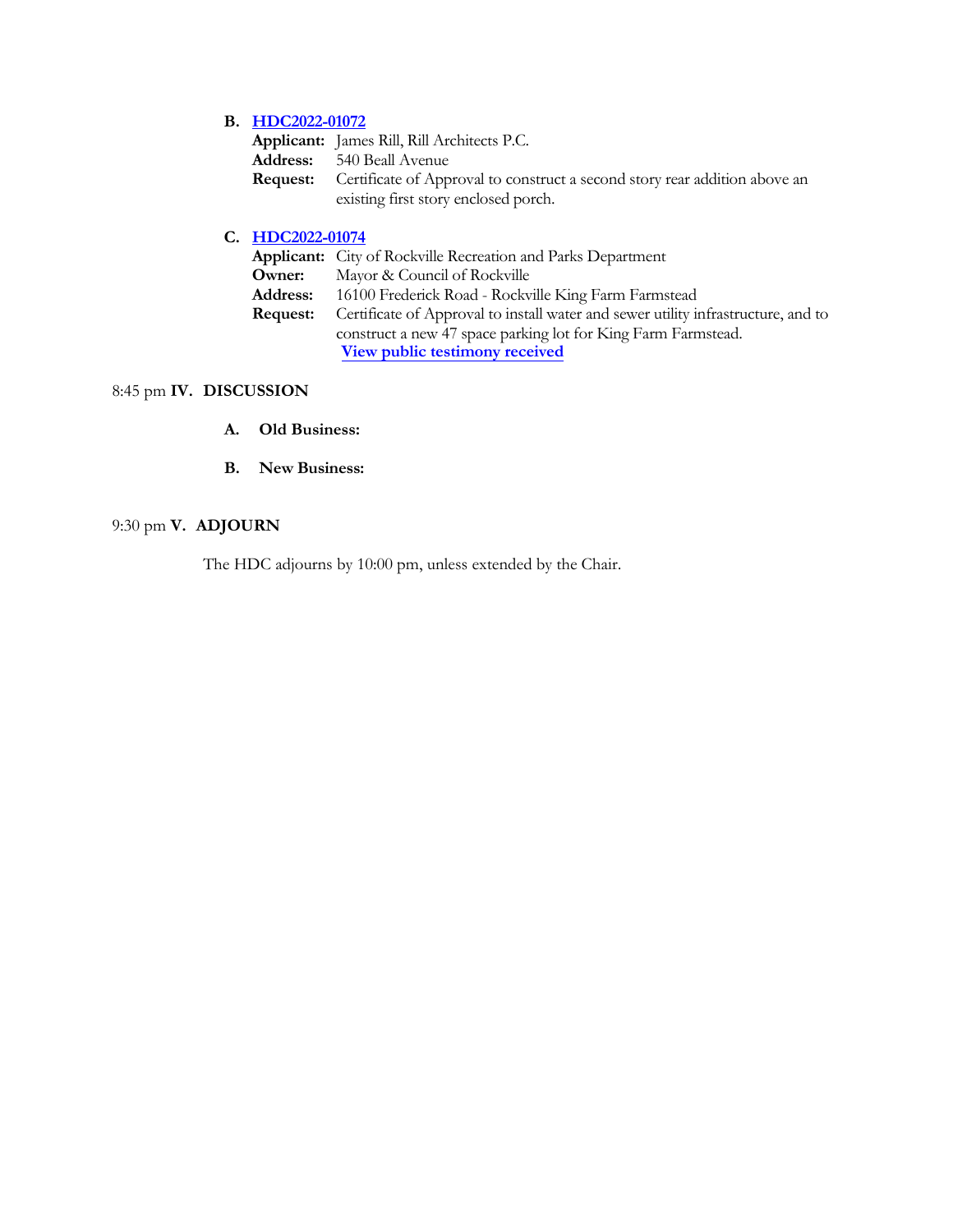**B. HDC2022-01072**

**Applicant:** James Rill, Rill Architects P.C.
**Address:** 540 Beall Avenue
**Request:** Certificate of Approval to construct a second story rear addition above an existing first story enclosed porch.

**C. HDC2022-01074**

**Applicant:** City of Rockville Recreation and Parks Department
**Owner:** Mayor & Council of Rockville
**Address:** 16100 Frederick Road - Rockville King Farm Farmstead
**Request:** Certificate of Approval to install water and sewer utility infrastructure, and to construct a new 47 space parking lot for King Farm Farmstead.
**View public testimony received**

8:45 pm **IV. DISCUSSION**

**A. Old Business:**

**B. New Business:**

9:30 pm **V. ADJOURN**

The HDC adjourns by 10:00 pm, unless extended by the Chair.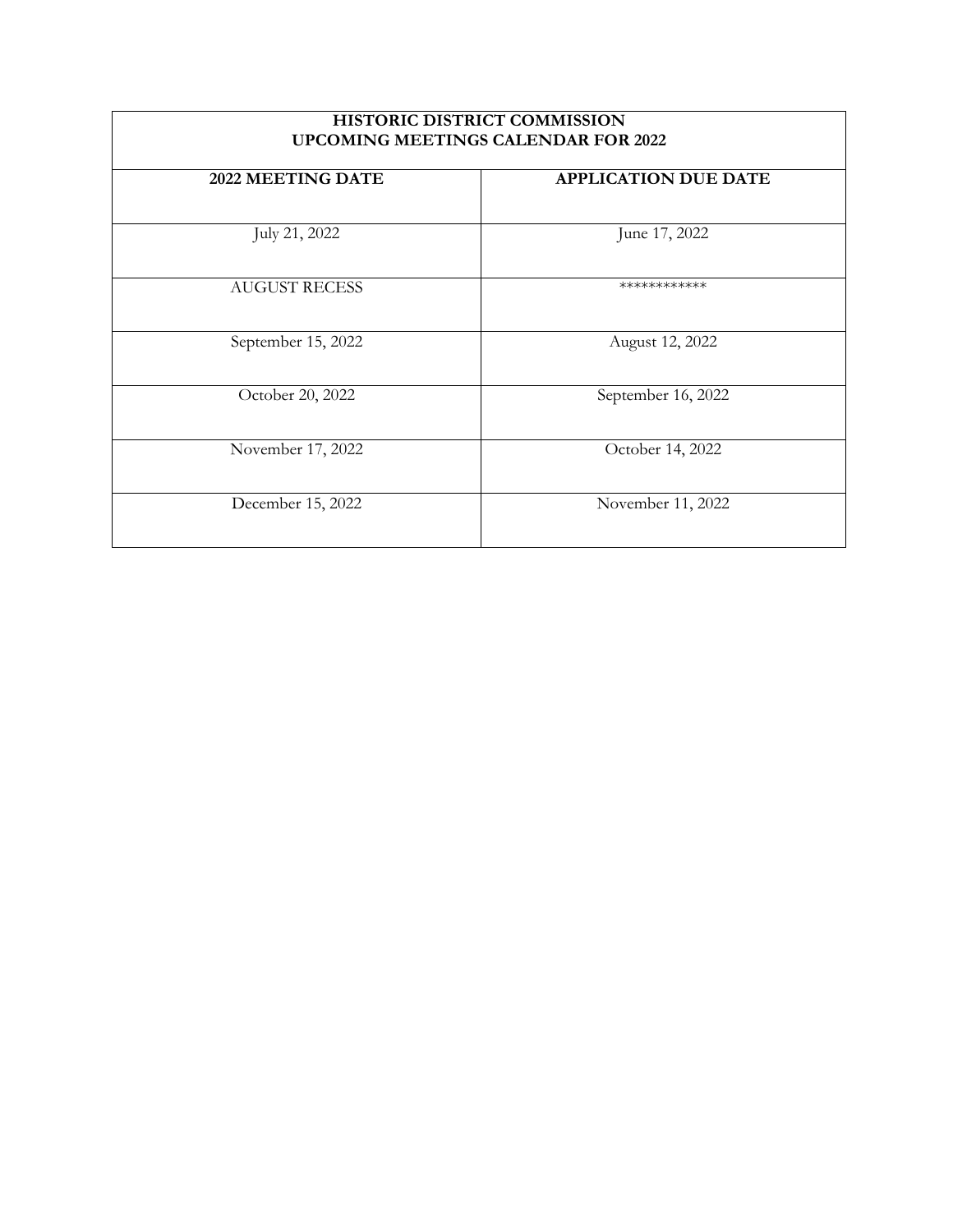| HISTORIC DISTRICT COMMISSION UPCOMING MEETINGS CALENDAR FOR 2022 | |
|---|---|
| **2022 MEETING DATE** | **APPLICATION DUE DATE** |
| July 21, 2022 | June 17, 2022 |
| AUGUST RECESS | ************ |
| September 15, 2022 | August 12, 2022 |
| October 20, 2022 | September 16, 2022 |
| November 17, 2022 | October 14, 2022 |
| December 15, 2022 | November 11, 2022 |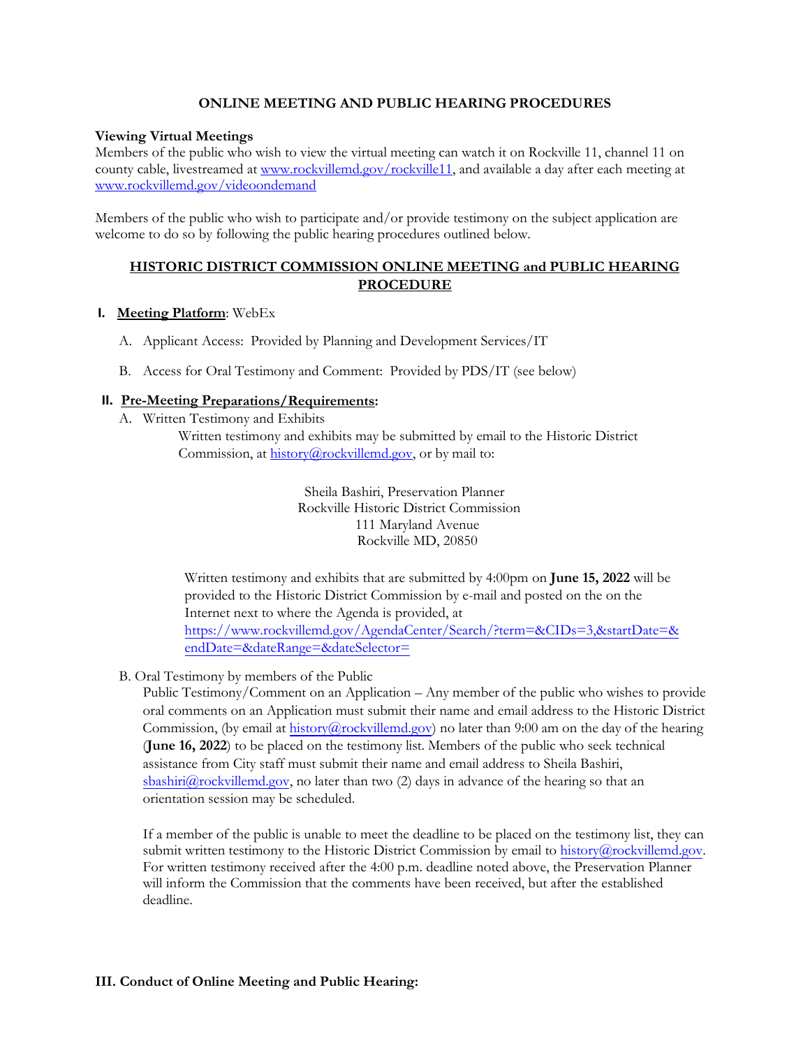## ONLINE MEETING AND PUBLIC HEARING PROCEDURES

**Viewing Virtual Meetings**

Members of the public who wish to view the virtual meeting can watch it on Rockville 11, channel 11 on county cable, livestreamed at [www.rockvillemd.gov/rockville11](www.rockvillemd.gov/rockville11), and available a day after each meeting at [www.rockvillemd.gov/videoondemand](www.rockvillemd.gov/videoondemand)

Members of the public who wish to participate and/or provide testimony on the subject application are welcome to do so by following the public hearing procedures outlined below.

### HISTORIC DISTRICT COMMISSION ONLINE MEETING and PUBLIC HEARING PROCEDURE

**I. Meeting Platform**: WebEx

A. Applicant Access: Provided by Planning and Development Services/IT

B. Access for Oral Testimony and Comment: Provided by PDS/IT (see below)

**II. Pre-Meeting Preparations/Requirements:**

A. Written Testimony and Exhibits

Written testimony and exhibits may be submitted by email to the Historic District Commission, at history@rockvillemd.gov, or by mail to:

Sheila Bashiri, Preservation Planner
Rockville Historic District Commission
111 Maryland Avenue
Rockville MD, 20850

Written testimony and exhibits that are submitted by 4:00pm on **June 15, 2022** will be provided to the Historic District Commission by e-mail and posted on the on the Internet next to where the Agenda is provided, at [https://www.rockvillemd.gov/AgendaCenter/Search/?term=&CIDs=3,&startDate=&endDate=&dateRange=&dateSelector=](https://www.rockvillemd.gov/AgendaCenter/Search/?term=&CIDs=3,&startDate=&endDate=&dateRange=&dateSelector=)

B. Oral Testimony by members of the Public

Public Testimony/Comment on an Application – Any member of the public who wishes to provide oral comments on an Application must submit their name and email address to the Historic District Commission, (by email at history@rockvillemd.gov) no later than 9:00 am on the day of the hearing (**June 16, 2022**) to be placed on the testimony list. Members of the public who seek technical assistance from City staff must submit their name and email address to Sheila Bashiri, sbashiri@rockvillemd.gov, no later than two (2) days in advance of the hearing so that an orientation session may be scheduled.

If a member of the public is unable to meet the deadline to be placed on the testimony list, they can submit written testimony to the Historic District Commission by email to history@rockvillemd.gov. For written testimony received after the 4:00 p.m. deadline noted above, the Preservation Planner will inform the Commission that the comments have been received, but after the established deadline.

**III. Conduct of Online Meeting and Public Hearing:**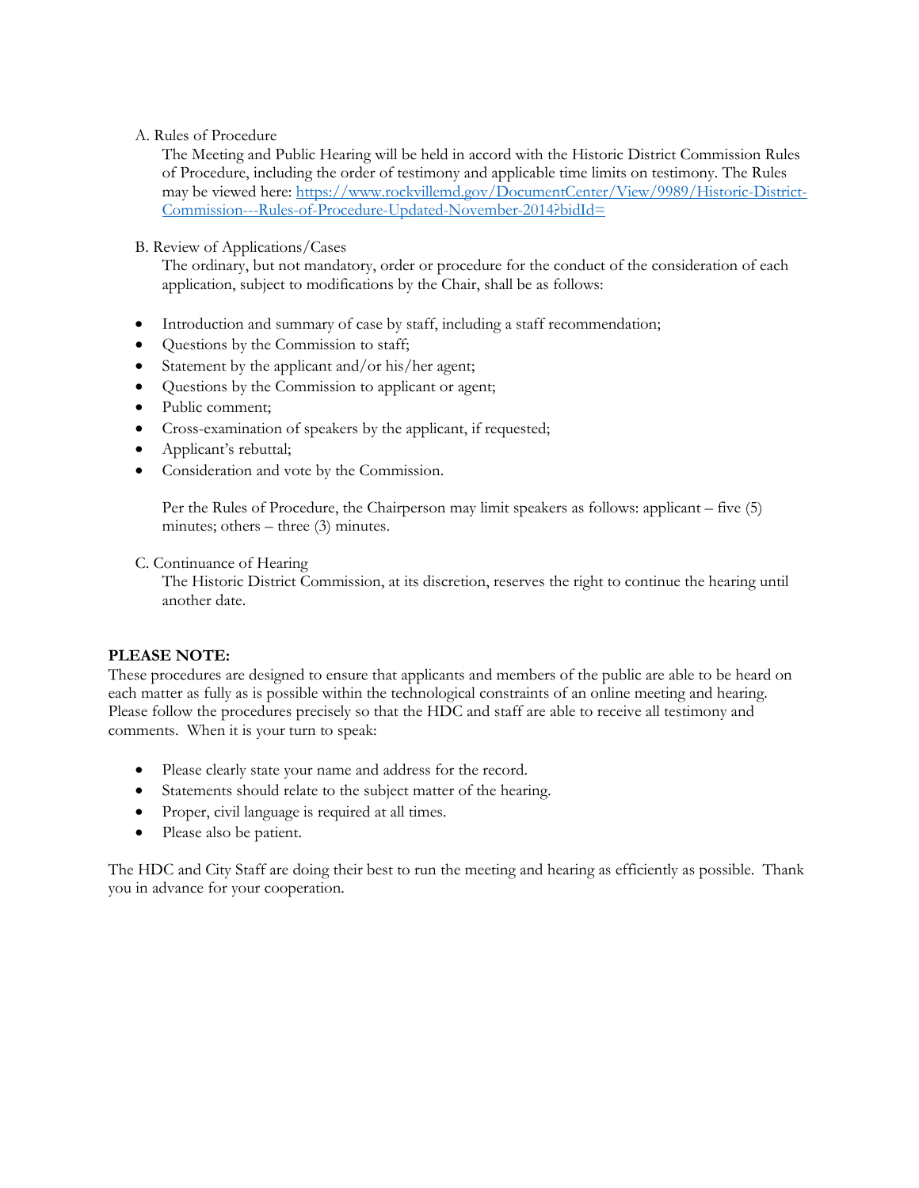A. Rules of Procedure

The Meeting and Public Hearing will be held in accord with the Historic District Commission Rules of Procedure, including the order of testimony and applicable time limits on testimony. The Rules may be viewed here: [https://www.rockvillemd.gov/DocumentCenter/View/9989/Historic-District-Commission---Rules-of-Procedure-Updated-November-2014?bidId=](https://www.rockvillemd.gov/DocumentCenter/View/9989/Historic-District-Commission---Rules-of-Procedure-Updated-November-2014?bidId=)

B. Review of Applications/Cases

The ordinary, but not mandatory, order or procedure for the conduct of the consideration of each application, subject to modifications by the Chair, shall be as follows:

- Introduction and summary of case by staff, including a staff recommendation;
- Questions by the Commission to staff;
- Statement by the applicant and/or his/her agent;
- Questions by the Commission to applicant or agent;
- Public comment;
- Cross-examination of speakers by the applicant, if requested;
- Applicant's rebuttal;
- Consideration and vote by the Commission.

Per the Rules of Procedure, the Chairperson may limit speakers as follows: applicant – five (5) minutes; others – three (3) minutes.

C. Continuance of Hearing

The Historic District Commission, at its discretion, reserves the right to continue the hearing until another date.

**PLEASE NOTE:**

These procedures are designed to ensure that applicants and members of the public are able to be heard on each matter as fully as is possible within the technological constraints of an online meeting and hearing. Please follow the procedures precisely so that the HDC and staff are able to receive all testimony and comments. When it is your turn to speak:

- Please clearly state your name and address for the record.
- Statements should relate to the subject matter of the hearing.
- Proper, civil language is required at all times.
- Please also be patient.

The HDC and City Staff are doing their best to run the meeting and hearing as efficiently as possible. Thank you in advance for your cooperation.